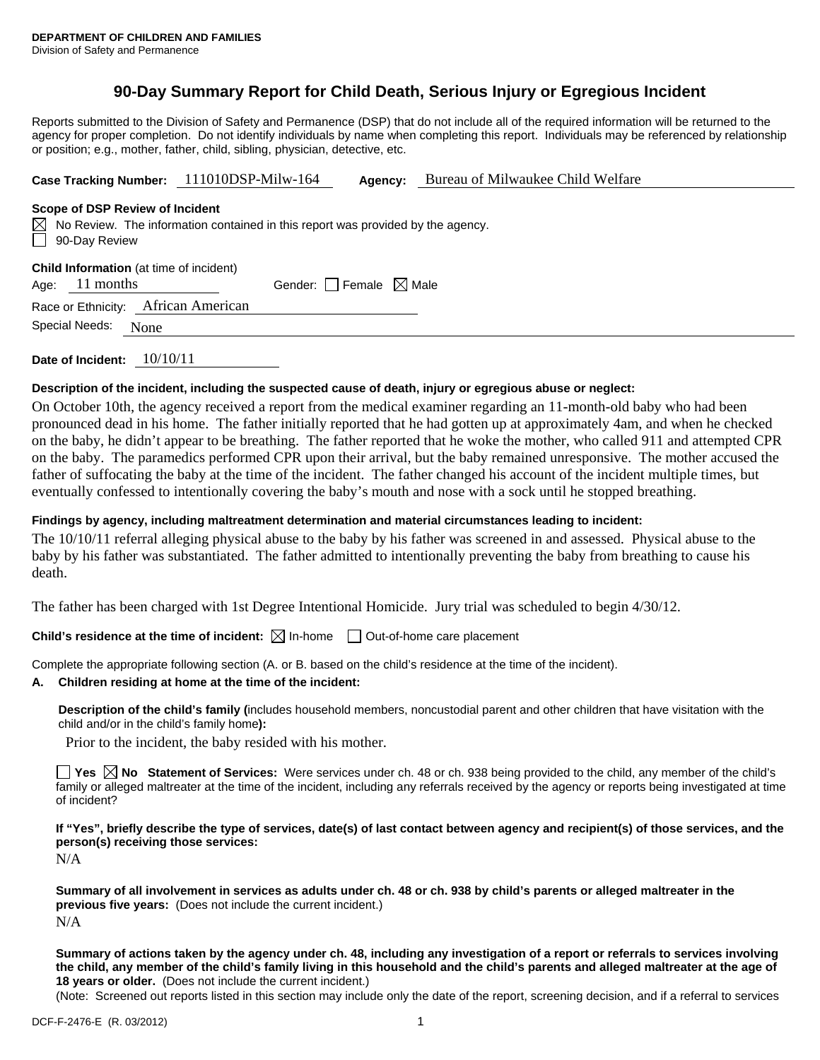**DEPARTMENT OF CHILDREN AND FAMILIES**
Division of Safety and Permanence

# 90-Day Summary Report for Child Death, Serious Injury or Egregious Incident

Reports submitted to the Division of Safety and Permanence (DSP) that do not include all of the required information will be returned to the agency for proper completion. Do not identify individuals by name when completing this report. Individuals may be referenced by relationship or position; e.g., mother, father, child, sibling, physician, detective, etc.

**Case Tracking Number:** 111010DSP-Milw-164 **Agency:** Bureau of Milwaukee Child Welfare

**Scope of DSP Review of Incident**

☒ No Review. The information contained in this report was provided by the agency.
☐ 90-Day Review

**Child Information** (at time of incident)

Age: 11 months Gender: ☐ Female ☒ Male

Race or Ethnicity: African American

Special Needs: None

**Date of Incident:** 10/10/11

**Description of the incident, including the suspected cause of death, injury or egregious abuse or neglect:**

On October 10th, the agency received a report from the medical examiner regarding an 11-month-old baby who had been pronounced dead in his home. The father initially reported that he had gotten up at approximately 4am, and when he checked on the baby, he didn't appear to be breathing. The father reported that he woke the mother, who called 911 and attempted CPR on the baby. The paramedics performed CPR upon their arrival, but the baby remained unresponsive. The mother accused the father of suffocating the baby at the time of the incident. The father changed his account of the incident multiple times, but eventually confessed to intentionally covering the baby's mouth and nose with a sock until he stopped breathing.

**Findings by agency, including maltreatment determination and material circumstances leading to incident:**

The 10/10/11 referral alleging physical abuse to the baby by his father was screened in and assessed. Physical abuse to the baby by his father was substantiated. The father admitted to intentionally preventing the baby from breathing to cause his death.

The father has been charged with 1st Degree Intentional Homicide. Jury trial was scheduled to begin 4/30/12.

**Child's residence at the time of incident:** ☒ In-home ☐ Out-of-home care placement

Complete the appropriate following section (A. or B. based on the child's residence at the time of the incident).

**A. Children residing at home at the time of the incident:**

**Description of the child's family (**includes household members, noncustodial parent and other children that have visitation with the child and/or in the child's family home**):**

Prior to the incident, the baby resided with his mother.

☐ **Yes** ☒ **No Statement of Services:** Were services under ch. 48 or ch. 938 being provided to the child, any member of the child's family or alleged maltreater at the time of the incident, including any referrals received by the agency or reports being investigated at time of incident?

**If "Yes", briefly describe the type of services, date(s) of last contact between agency and recipient(s) of those services, and the person(s) receiving those services:**

N/A

**Summary of all involvement in services as adults under ch. 48 or ch. 938 by child's parents or alleged maltreater in the previous five years:** (Does not include the current incident.)

N/A

**Summary of actions taken by the agency under ch. 48, including any investigation of a report or referrals to services involving the child, any member of the child's family living in this household and the child's parents and alleged maltreater at the age of 18 years or older.** (Does not include the current incident.)

(Note: Screened out reports listed in this section may include only the date of the report, screening decision, and if a referral to services

DCF-F-2476-E (R. 03/2012)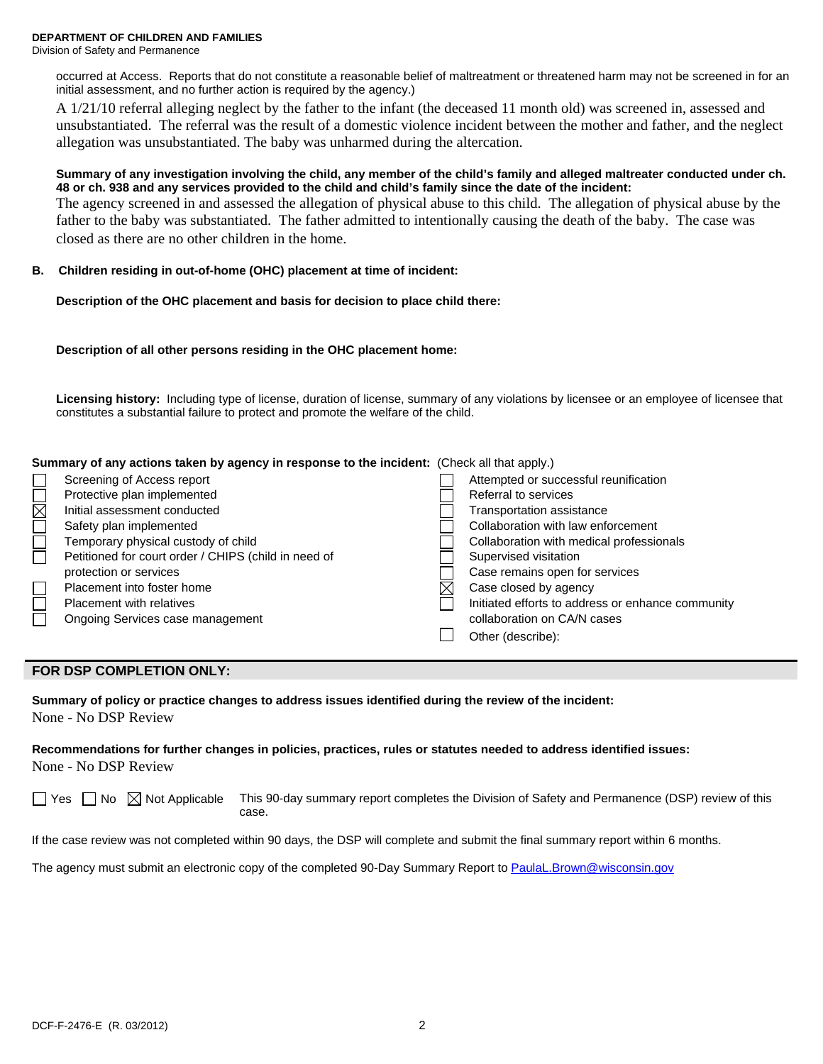**DEPARTMENT OF CHILDREN AND FAMILIES**
Division of Safety and Permanence

occurred at Access. Reports that do not constitute a reasonable belief of maltreatment or threatened harm may not be screened in for an initial assessment, and no further action is required by the agency.)

A 1/21/10 referral alleging neglect by the father to the infant (the deceased 11 month old) was screened in, assessed and unsubstantiated. The referral was the result of a domestic violence incident between the mother and father, and the neglect allegation was unsubstantiated. The baby was unharmed during the altercation.

**Summary of any investigation involving the child, any member of the child's family and alleged maltreater conducted under ch. 48 or ch. 938 and any services provided to the child and child's family since the date of the incident:**

The agency screened in and assessed the allegation of physical abuse to this child. The allegation of physical abuse by the father to the baby was substantiated. The father admitted to intentionally causing the death of the baby. The case was closed as there are no other children in the home.

**B. Children residing in out-of-home (OHC) placement at time of incident:**

**Description of the OHC placement and basis for decision to place child there:**

**Description of all other persons residing in the OHC placement home:**

**Licensing history:** Including type of license, duration of license, summary of any violations by licensee or an employee of licensee that constitutes a substantial failure to protect and promote the welfare of the child.

**Summary of any actions taken by agency in response to the incident:** (Check all that apply.)

- ☐ Screening of Access report
- ☐ Protective plan implemented
- ☒ Initial assessment conducted
- ☐ Safety plan implemented
- ☐ Temporary physical custody of child
- ☐ Petitioned for court order / CHIPS (child in need of protection or services
- ☐ Placement into foster home
- ☐ Placement with relatives
- ☐ Ongoing Services case management
- ☐ Attempted or successful reunification
- ☐ Referral to services
- ☐ Transportation assistance
- ☐ Collaboration with law enforcement
- ☐ Collaboration with medical professionals
- ☐ Supervised visitation
- ☐ Case remains open for services
- ☒ Case closed by agency
- ☐ Initiated efforts to address or enhance community collaboration on CA/N cases
- ☐ Other (describe):

## FOR DSP COMPLETION ONLY:

**Summary of policy or practice changes to address issues identified during the review of the incident:**

None - No DSP Review

**Recommendations for further changes in policies, practices, rules or statutes needed to address identified issues:**

None - No DSP Review

☐ Yes ☐ No ☒ Not Applicable This 90-day summary report completes the Division of Safety and Permanence (DSP) review of this case.

If the case review was not completed within 90 days, the DSP will complete and submit the final summary report within 6 months.

The agency must submit an electronic copy of the completed 90-Day Summary Report to PaulaL.Brown@wisconsin.gov

DCF-F-2476-E (R. 03/2012)